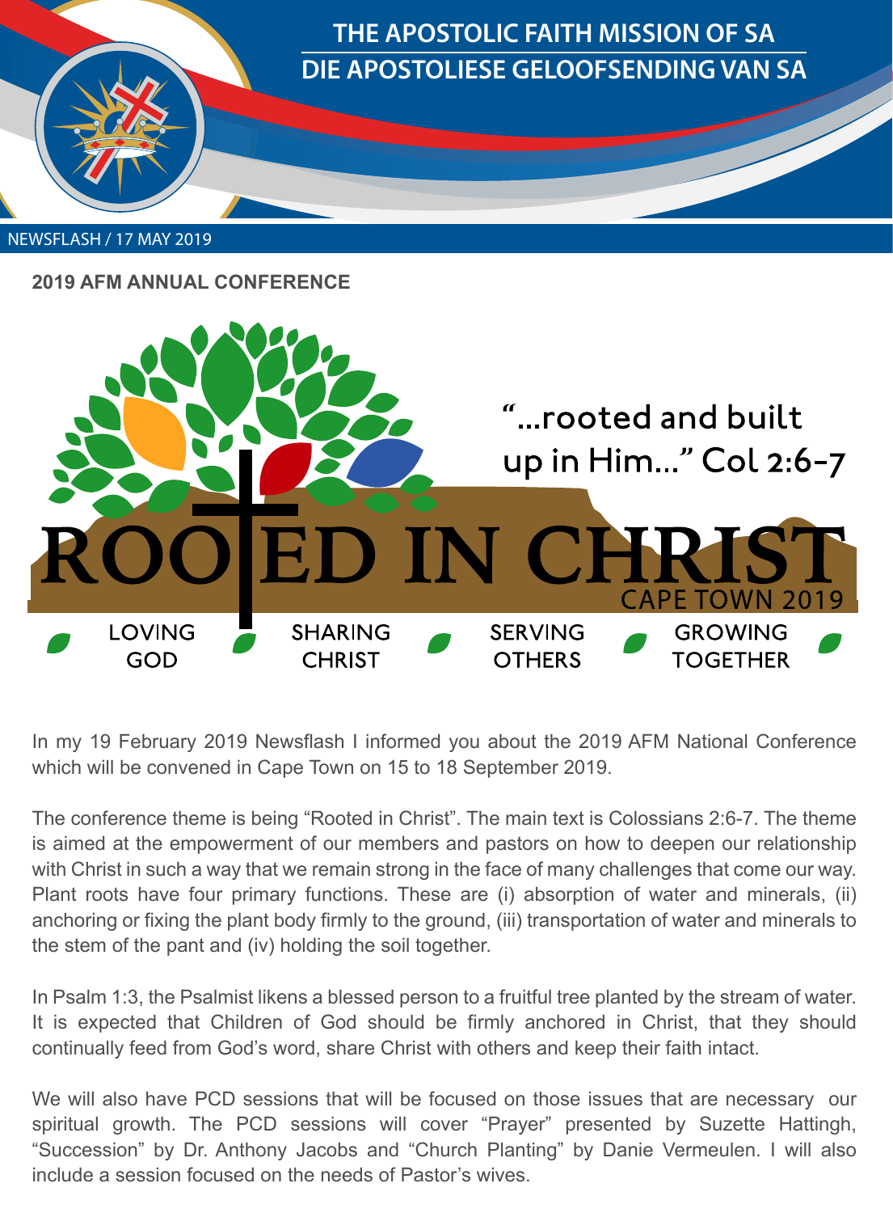# THE APOSTOLIC FAITH MISSION OF SA
# DIE APOSTOLIESE GELOOFSENDING VAN SA

NEWSFLASH / 17 MAY 2019

**2019 AFM ANNUAL CONFERENCE**

"...rooted and built up in Him..." Col 2:6-7

ROOTED IN CHRIST

CAPE TOWN 2019

LOVING GOD · SHARING CHRIST · SERVING OTHERS · GROWING TOGETHER

In my 19 February 2019 Newsflash I informed you about the 2019 AFM National Conference which will be convened in Cape Town on 15 to 18 September 2019.

The conference theme is being "Rooted in Christ". The main text is Colossians 2:6-7. The theme is aimed at the empowerment of our members and pastors on how to deepen our relationship with Christ in such a way that we remain strong in the face of many challenges that come our way. Plant roots have four primary functions. These are (i) absorption of water and minerals, (ii) anchoring or fixing the plant body firmly to the ground, (iii) transportation of water and minerals to the stem of the pant and (iv) holding the soil together.

In Psalm 1:3, the Psalmist likens a blessed person to a fruitful tree planted by the stream of water. It is expected that Children of God should be firmly anchored in Christ, that they should continually feed from God's word, share Christ with others and keep their faith intact.

We will also have PCD sessions that will be focused on those issues that are necessary our spiritual growth. The PCD sessions will cover "Prayer" presented by Suzette Hattingh, "Succession" by Dr. Anthony Jacobs and "Church Planting" by Danie Vermeulen. I will also include a session focused on the needs of Pastor's wives.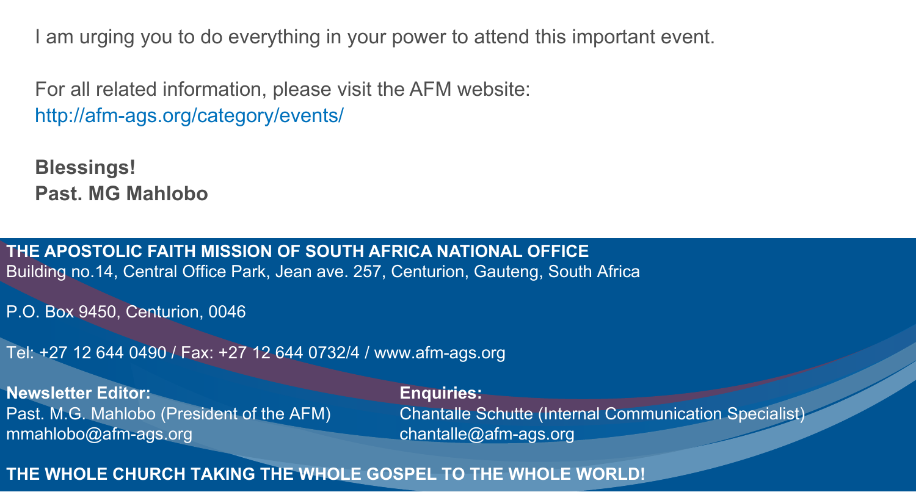I am urging you to do everything in your power to attend this important event.

For all related information, please visit the AFM website:
http://afm-ags.org/category/events/

**Blessings!**
**Past. MG Mahlobo**

**THE APOSTOLIC FAITH MISSION OF SOUTH AFRICA NATIONAL OFFICE**
Building no.14, Central Office Park, Jean ave. 257, Centurion, Gauteng, South Africa

P.O. Box 9450, Centurion, 0046

Tel: +27 12 644 0490 / Fax: +27 12 644 0732/4 / www.afm-ags.org

**Newsletter Editor:**
Past. M.G. Mahlobo (President of the AFM)
mmahlobo@afm-ags.org

**Enquiries:**
Chantalle Schutte (Internal Communication Specialist)
chantalle@afm-ags.org

**THE WHOLE CHURCH TAKING THE WHOLE GOSPEL TO THE WHOLE WORLD!**